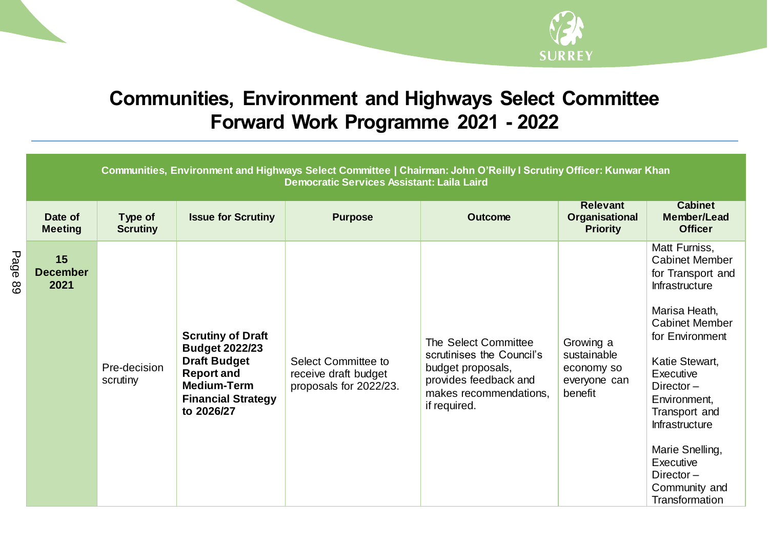# Communities, Environment and Highways Select Committee Forward Work Programme 2021 - 2022

**Communities, Environment and Highways Select Committee | Chairman: John O'Reilly I Scrutiny Officer: Kunwar Khan**
**Democratic Services Assistant: Laila Laird**

| Date of Meeting | Type of Scrutiny | Issue for Scrutiny | Purpose | Outcome | Relevant Organisational Priority | Cabinet Member/Lead Officer |
|---|---|---|---|---|---|---|
| **15 December 2021** | Pre-decision scrutiny | **Scrutiny of Draft Budget 2022/23 Draft Budget Report and Medium-Term Financial Strategy to 2026/27** | Select Committee to receive draft budget proposals for 2022/23. | The Select Committee scrutinises the Council's budget proposals, provides feedback and makes recommendations, if required. | Growing a sustainable economy so everyone can benefit | Matt Furniss, Cabinet Member for Transport and Infrastructure<br><br>Marisa Heath, Cabinet Member for Environment<br><br>Katie Stewart, Executive Director – Environment, Transport and Infrastructure<br><br>Marie Snelling, Executive Director – Community and Transformation |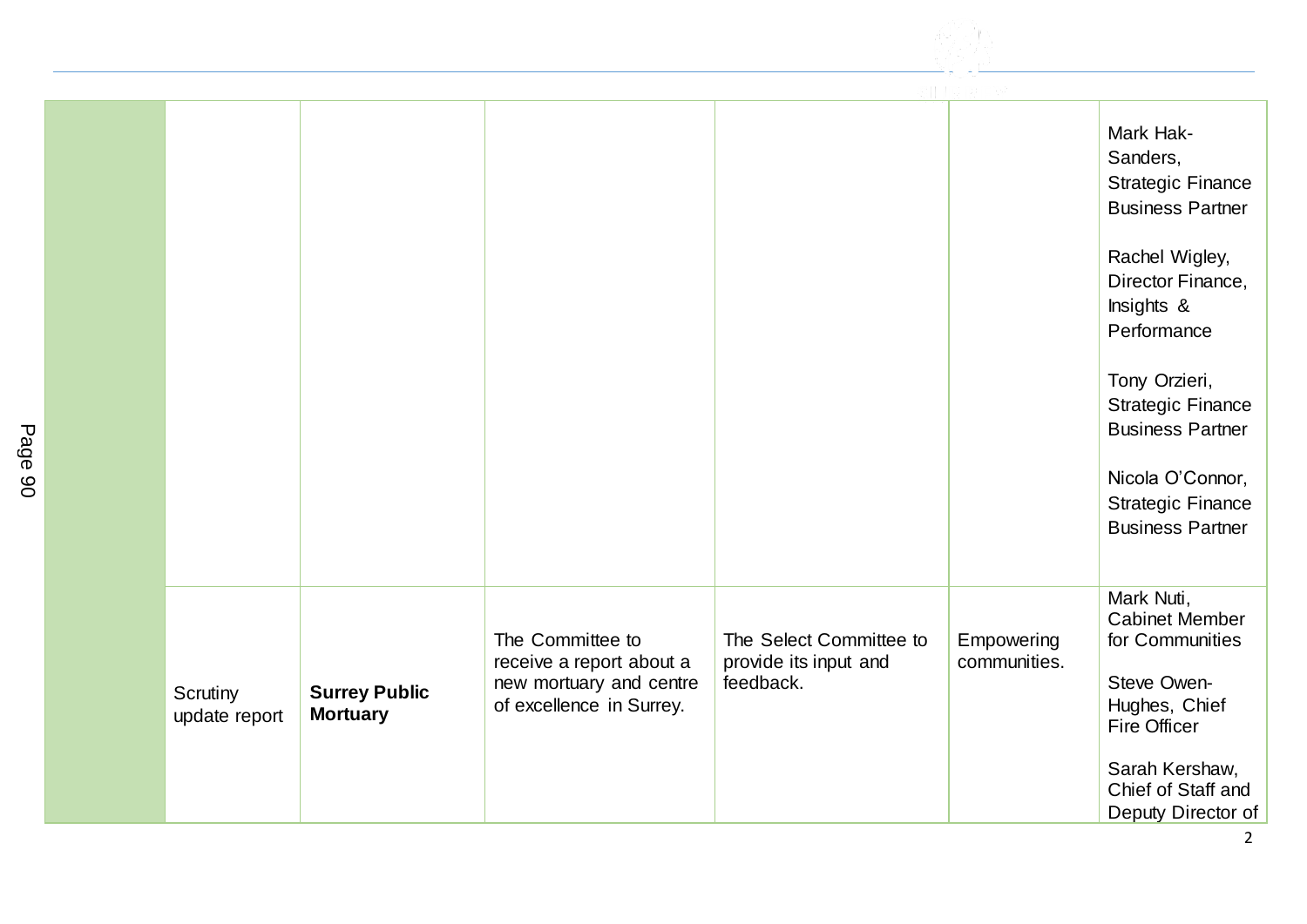| | | | | | | |
|---|---|---|---|---|---|---|
| | | | | | | Mark Hak-Sanders, Strategic Finance Business Partner<br><br>Rachel Wigley, Director Finance, Insights & Performance<br><br>Tony Orzieri, Strategic Finance Business Partner<br><br>Nicola O'Connor, Strategic Finance Business Partner |
| | Scrutiny update report | **Surrey Public Mortuary** | The Committee to receive a report about a new mortuary and centre of excellence in Surrey. | The Select Committee to provide its input and feedback. | Empowering communities. | Mark Nuti, Cabinet Member for Communities<br><br>Steve Owen-Hughes, Chief Fire Officer<br><br>Sarah Kershaw, Chief of Staff and Deputy Director of |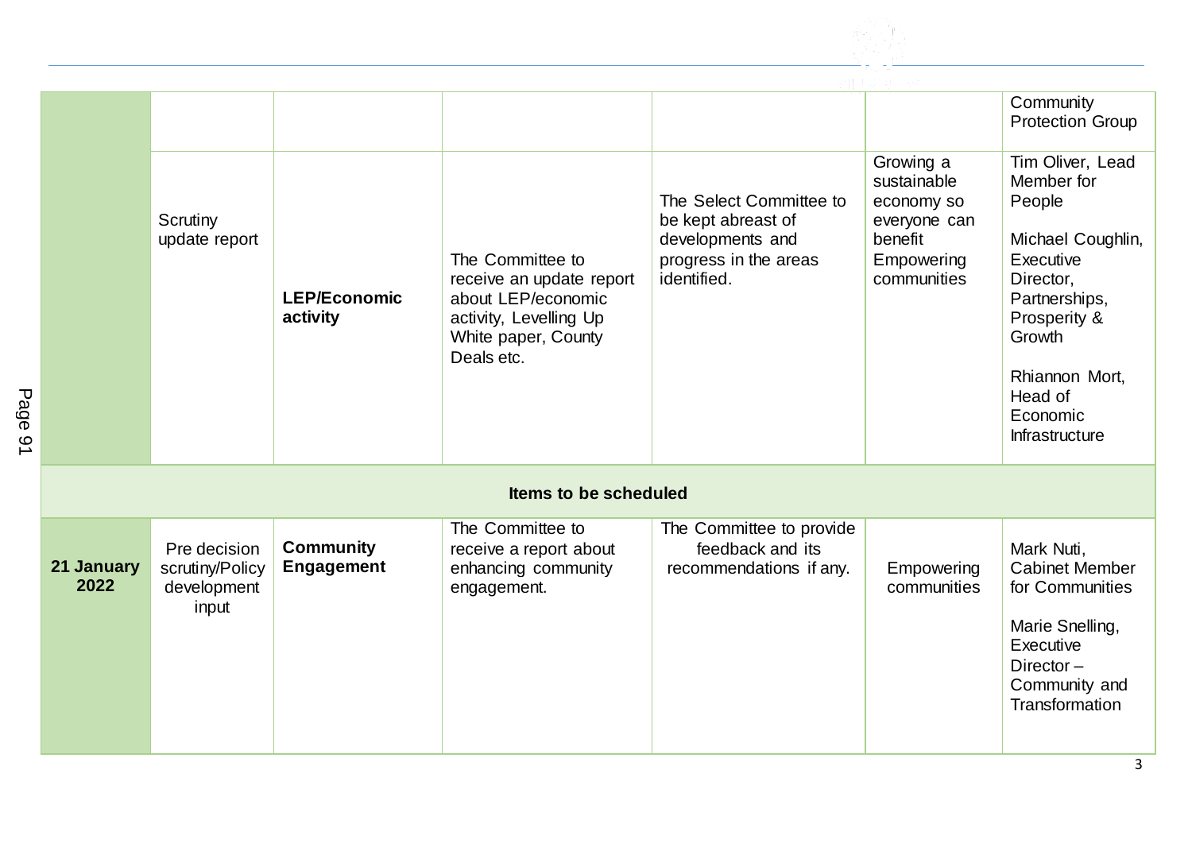| | | | | | | |
|---|---|---|---|---|---|---|
| | | | | | | Community Protection Group |
| | Scrutiny update report | **LEP/Economic activity** | The Committee to receive an update report about LEP/economic activity, Levelling Up White paper, County Deals etc. | The Select Committee to be kept abreast of developments and progress in the areas identified. | Growing a sustainable economy so everyone can benefit<br>Empowering communities | Tim Oliver, Lead Member for People<br><br>Michael Coughlin, Executive Director, Partnerships, Prosperity & Growth<br><br>Rhiannon Mort, Head of Economic Infrastructure |
| **Items to be scheduled** | | | | | | |
| **21 January 2022** | Pre decision scrutiny/Policy development input | **Community Engagement** | The Committee to receive a report about enhancing community engagement. | The Committee to provide feedback and its recommendations if any. | Empowering communities | Mark Nuti, Cabinet Member for Communities<br><br>Marie Snelling, Executive Director – Community and Transformation |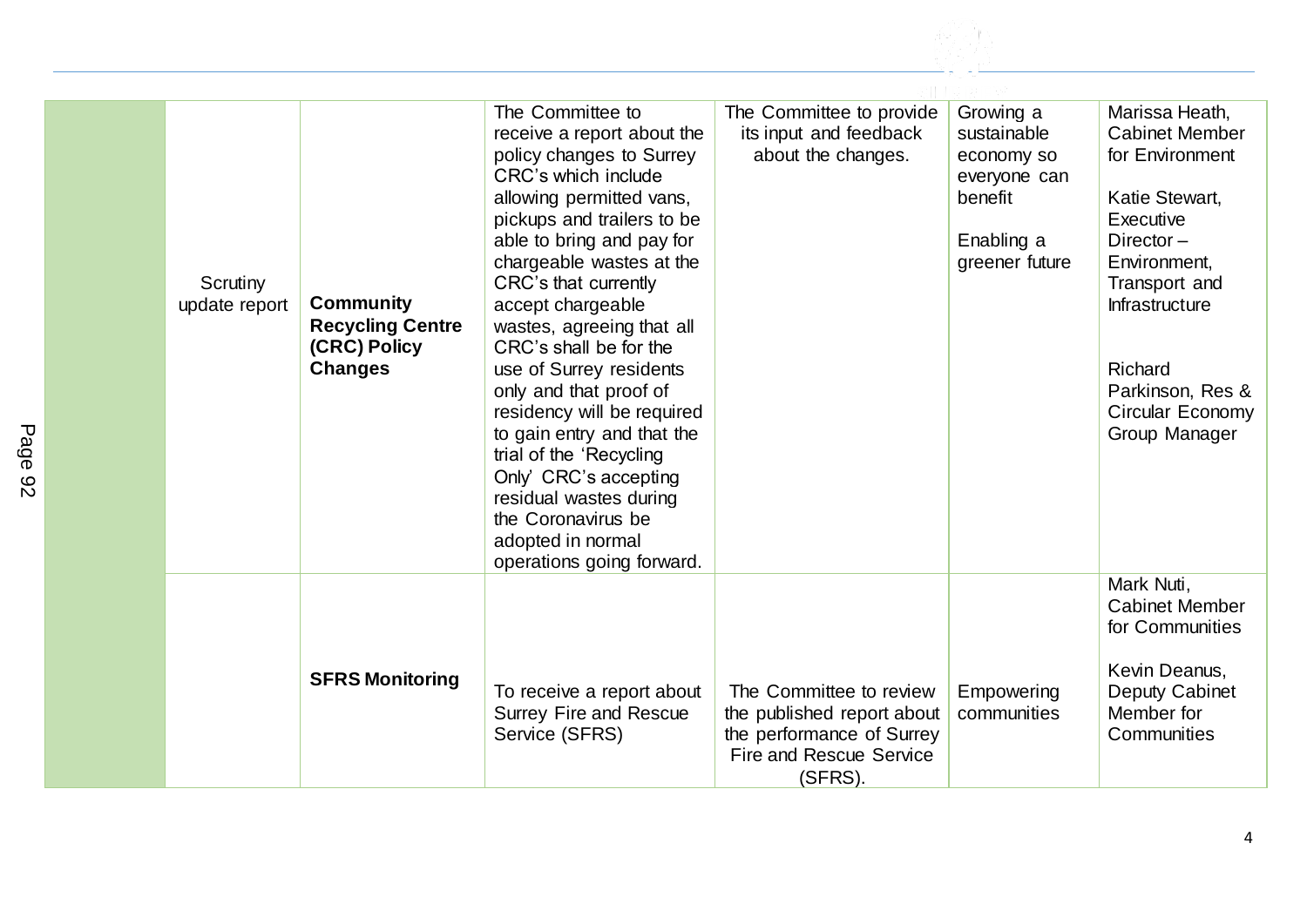| | | | | | | |
|---|---|---|---|---|---|---|
| | Scrutiny update report | **Community Recycling Centre (CRC) Policy Changes** | The Committee to receive a report about the policy changes to Surrey CRC's which include allowing permitted vans, pickups and trailers to be able to bring and pay for chargeable wastes at the CRC's that currently accept chargeable wastes, agreeing that all CRC's shall be for the use of Surrey residents only and that proof of residency will be required to gain entry and that the trial of the 'Recycling Only' CRC's accepting residual wastes during the Coronavirus be adopted in normal operations going forward. | The Committee to provide its input and feedback about the changes. | Growing a sustainable economy so everyone can benefit<br><br>Enabling a greener future | Marissa Heath, Cabinet Member for Environment<br><br>Katie Stewart, Executive Director – Environment, Transport and Infrastructure<br><br>Richard Parkinson, Res & Circular Economy Group Manager |
| | | **SFRS Monitoring** | To receive a report about Surrey Fire and Rescue Service (SFRS) | The Committee to review the published report about the performance of Surrey Fire and Rescue Service (SFRS). | Empowering communities | Mark Nuti, Cabinet Member for Communities<br><br>Kevin Deanus, Deputy Cabinet Member for Communities |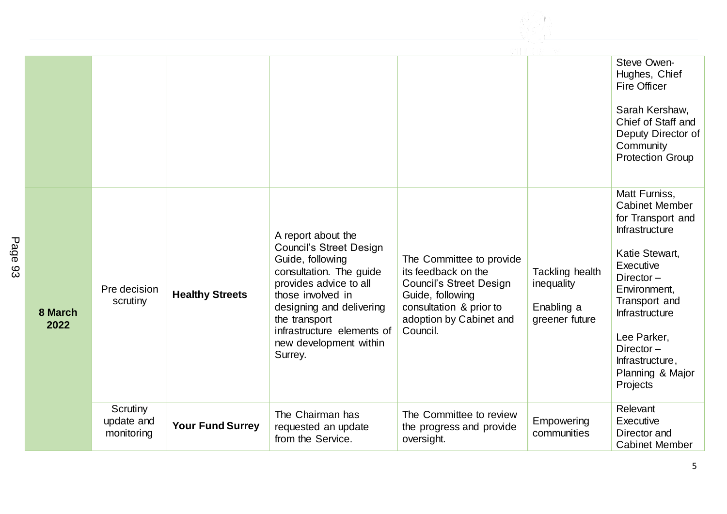| | | | | | | |
|---|---|---|---|---|---|---|
| | | | | | | Steve Owen-Hughes, Chief Fire Officer<br><br>Sarah Kershaw, Chief of Staff and Deputy Director of Community Protection Group |
| **8 March 2022** | Pre decision scrutiny | **Healthy Streets** | A report about the Council's Street Design Guide, following consultation. The guide provides advice to all those involved in designing and delivering the transport infrastructure elements of new development within Surrey. | The Committee to provide its feedback on the Council's Street Design Guide, following consultation & prior to adoption by Cabinet and Council. | Tackling health inequality<br><br>Enabling a greener future | Matt Furniss, Cabinet Member for Transport and Infrastructure<br><br>Katie Stewart, Executive Director – Environment, Transport and Infrastructure<br><br>Lee Parker, Director – Infrastructure, Planning & Major Projects |
| | Scrutiny update and monitoring | **Your Fund Surrey** | The Chairman has requested an update from the Service. | The Committee to review the progress and provide oversight. | Empowering communities | Relevant Executive Director and Cabinet Member |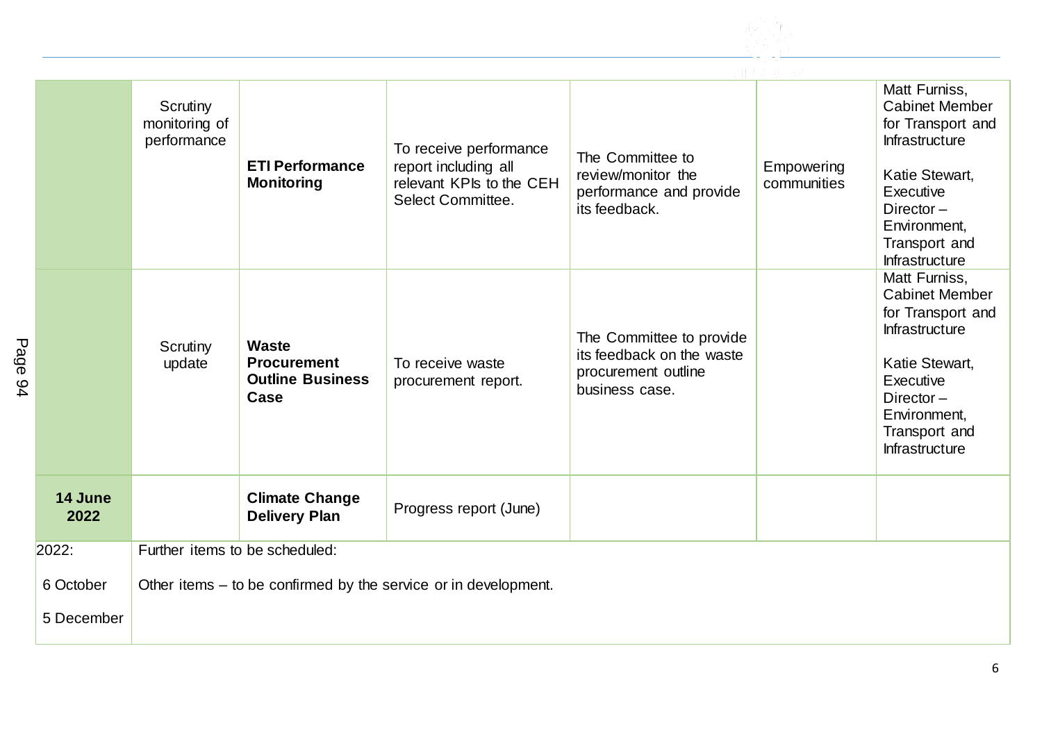| | | | | | | |
|---|---|---|---|---|---|---|
| | Scrutiny monitoring of performance | **ETI Performance Monitoring** | To receive performance report including all relevant KPIs to the CEH Select Committee. | The Committee to review/monitor the performance and provide its feedback. | Empowering communities | Matt Furniss, Cabinet Member for Transport and Infrastructure<br><br>Katie Stewart, Executive Director – Environment, Transport and Infrastructure |
| | Scrutiny update | **Waste Procurement Outline Business Case** | To receive waste procurement report. | The Committee to provide its feedback on the waste procurement outline business case. | | Matt Furniss, Cabinet Member for Transport and Infrastructure<br><br>Katie Stewart, Executive Director – Environment, Transport and Infrastructure |
| **14 June 2022** | | **Climate Change Delivery Plan** | Progress report (June) | | | |
| 2022:<br><br>6 October<br><br>5 December | Further items to be scheduled:<br><br>Other items – to be confirmed by the service or in development. | | | | | |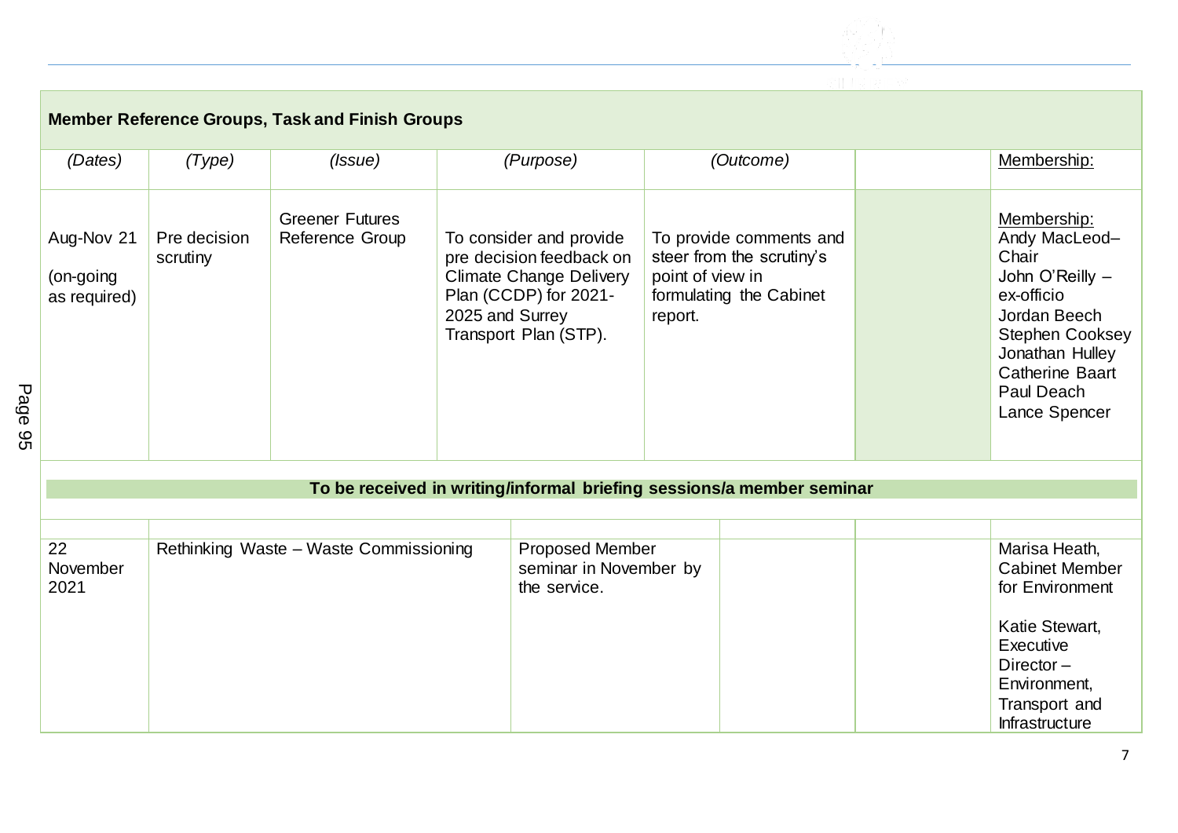| Member Reference Groups, Task and Finish Groups | | | | | | |
|---|---|---|---|---|---|---|
| *(Dates)* | *(Type)* | *(Issue)* | *(Purpose)* | *(Outcome)* | | Membership: |
| Aug-Nov 21 (on-going as required) | Pre decision scrutiny | Greener Futures Reference Group | To consider and provide pre decision feedback on Climate Change Delivery Plan (CCDP) for 2021-2025 and Surrey Transport Plan (STP). | To provide comments and steer from the scrutiny's point of view in formulating the Cabinet report. | | Membership: Andy MacLeod– Chair, John O'Reilly – ex-officio, Jordan Beech, Stephen Cooksey, Jonathan Hulley, Catherine Baart, Paul Deach, Lance Spencer |
| **To be received in writing/informal briefing sessions/a member seminar** | | | | | | |
| 22 November 2021 | Rethinking Waste – Waste Commissioning | | Proposed Member seminar in November by the service. | | | Marisa Heath, Cabinet Member for Environment<br><br>Katie Stewart, Executive Director – Environment, Transport and Infrastructure |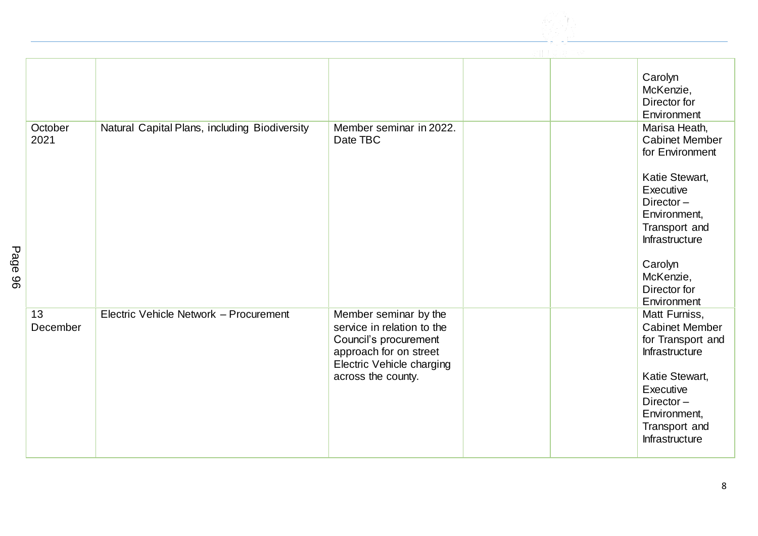| | | | | | |
|---|---|---|---|---|---|
| | | | | | Carolyn McKenzie, Director for Environment |
| October 2021 | Natural Capital Plans, including Biodiversity | Member seminar in 2022. Date TBC | | | Marisa Heath, Cabinet Member for Environment<br><br>Katie Stewart, Executive Director – Environment, Transport and Infrastructure<br><br>Carolyn McKenzie, Director for Environment |
| 13 December | Electric Vehicle Network – Procurement | Member seminar by the service in relation to the Council's procurement approach for on street Electric Vehicle charging across the county. | | | Matt Furniss, Cabinet Member for Transport and Infrastructure<br><br>Katie Stewart, Executive Director – Environment, Transport and Infrastructure |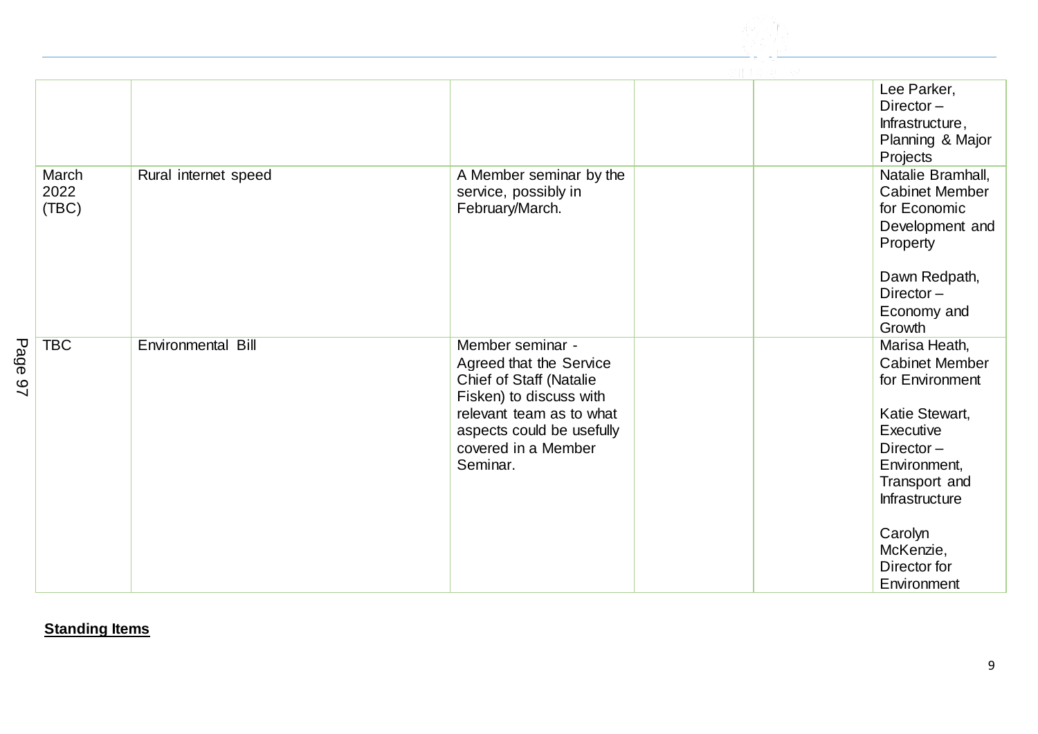| | | | | | |
|---|---|---|---|---|---|
| | | | | | Lee Parker, Director – Infrastructure, Planning & Major Projects |
| March 2022 (TBC) | Rural internet speed | A Member seminar by the service, possibly in February/March. | | | Natalie Bramhall, Cabinet Member for Economic Development and Property<br><br>Dawn Redpath, Director – Economy and Growth |
| TBC | Environmental Bill | Member seminar - Agreed that the Service Chief of Staff (Natalie Fisken) to discuss with relevant team as to what aspects could be usefully covered in a Member Seminar. | | | Marisa Heath, Cabinet Member for Environment<br><br>Katie Stewart, Executive Director – Environment, Transport and Infrastructure<br><br>Carolyn McKenzie, Director for Environment |

**Standing Items**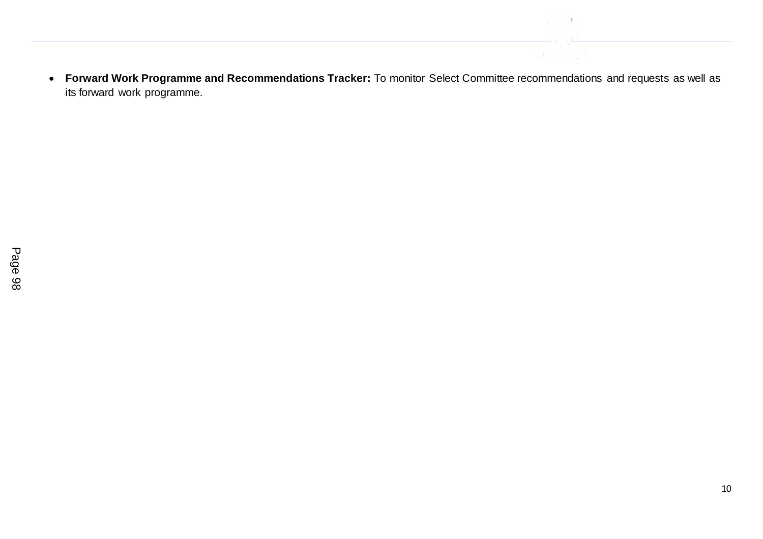- **Forward Work Programme and Recommendations Tracker:** To monitor Select Committee recommendations and requests as well as its forward work programme.